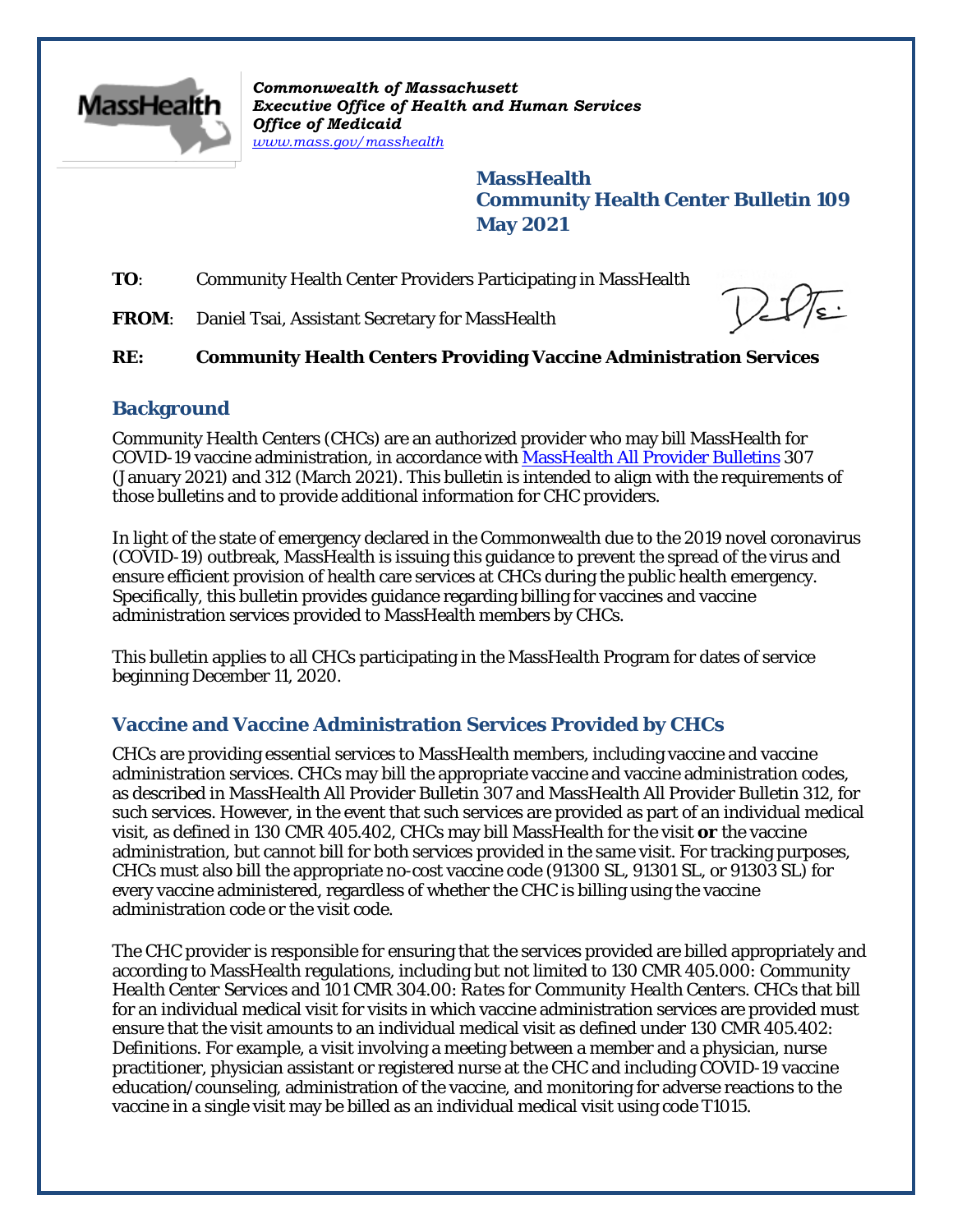*Commonwealth of Massachusett*
*Executive Office of Health and Human Services*
*Office of Medicaid*
*www.mass.gov/masshealth*

**MassHealth**
**Community Health Center Bulletin 109**
**May 2021**

**TO**: Community Health Center Providers Participating in MassHealth

**FROM**: Daniel Tsai, Assistant Secretary for MassHealth

**RE: Community Health Centers Providing Vaccine Administration Services**

## Background

Community Health Centers (CHCs) are an authorized provider who may bill MassHealth for COVID-19 vaccine administration, in accordance with MassHealth All Provider Bulletins 307 (January 2021) and 312 (March 2021). This bulletin is intended to align with the requirements of those bulletins and to provide additional information for CHC providers.

In light of the state of emergency declared in the Commonwealth due to the 2019 novel coronavirus (COVID-19) outbreak, MassHealth is issuing this guidance to prevent the spread of the virus and ensure efficient provision of health care services at CHCs during the public health emergency. Specifically, this bulletin provides guidance regarding billing for vaccines and vaccine administration services provided to MassHealth members by CHCs.

This bulletin applies to all CHCs participating in the MassHealth Program for dates of service beginning December 11, 2020.

## Vaccine and Vaccine Administration Services Provided by CHCs

CHCs are providing essential services to MassHealth members, including vaccine and vaccine administration services. CHCs may bill the appropriate vaccine and vaccine administration codes, as described in MassHealth All Provider Bulletin 307 and MassHealth All Provider Bulletin 312, for such services. However, in the event that such services are provided as part of an individual medical visit, as defined in 130 CMR 405.402, CHCs may bill MassHealth for the visit **or** the vaccine administration, but cannot bill for both services provided in the same visit. For tracking purposes, CHCs must also bill the appropriate no-cost vaccine code (91300 SL, 91301 SL, or 91303 SL) for every vaccine administered, regardless of whether the CHC is billing using the vaccine administration code or the visit code.

The CHC provider is responsible for ensuring that the services provided are billed appropriately and according to MassHealth regulations, including but not limited to 130 CMR 405.000: *Community Health Center Services* and 101 CMR 304.00: *Rates for Community Health Centers*. CHCs that bill for an individual medical visit for visits in which vaccine administration services are provided must ensure that the visit amounts to an individual medical visit as defined under 130 CMR 405.402: Definitions. For example, a visit involving a meeting between a member and a physician, nurse practitioner, physician assistant or registered nurse at the CHC and including COVID-19 vaccine education/counseling, administration of the vaccine, and monitoring for adverse reactions to the vaccine in a single visit may be billed as an individual medical visit using code T1015.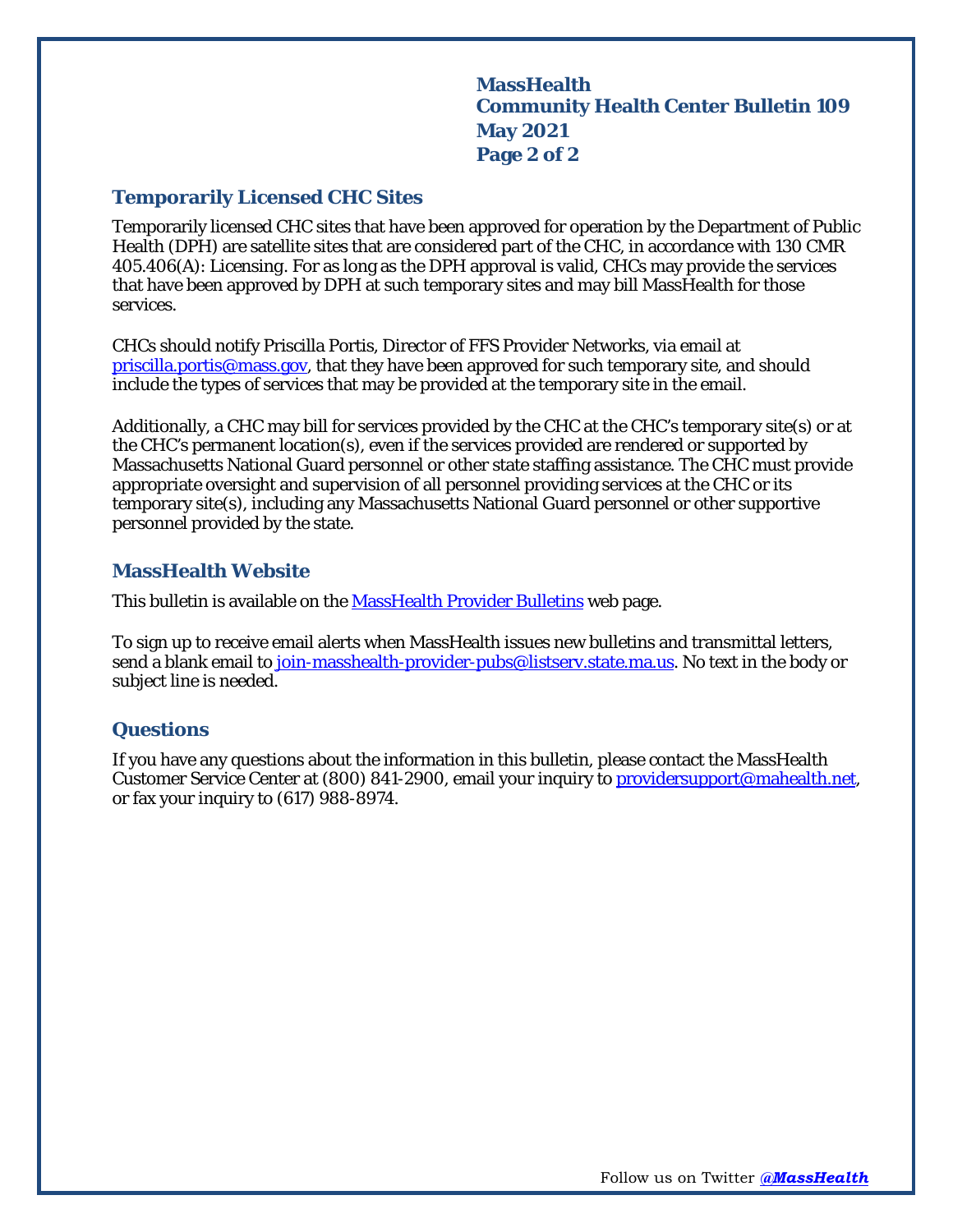## Temporarily Licensed CHC Sites

Temporarily licensed CHC sites that have been approved for operation by the Department of Public Health (DPH) are satellite sites that are considered part of the CHC, in accordance with 130 CMR 405.406(A): Licensing. For as long as the DPH approval is valid, CHCs may provide the services that have been approved by DPH at such temporary sites and may bill MassHealth for those services.

CHCs should notify Priscilla Portis, Director of FFS Provider Networks, via email at priscilla.portis@mass.gov, that they have been approved for such temporary site, and should include the types of services that may be provided at the temporary site in the email.

Additionally, a CHC may bill for services provided by the CHC at the CHC's temporary site(s) or at the CHC's permanent location(s), even if the services provided are rendered or supported by Massachusetts National Guard personnel or other state staffing assistance. The CHC must provide appropriate oversight and supervision of all personnel providing services at the CHC or its temporary site(s), including any Massachusetts National Guard personnel or other supportive personnel provided by the state.

## MassHealth Website

This bulletin is available on the MassHealth Provider Bulletins web page.

To sign up to receive email alerts when MassHealth issues new bulletins and transmittal letters, send a blank email to join-masshealth-provider-pubs@listserv.state.ma.us. No text in the body or subject line is needed.

## Questions

If you have any questions about the information in this bulletin, please contact the MassHealth Customer Service Center at (800) 841-2900, email your inquiry to providersupport@mahealth.net, or fax your inquiry to (617) 988-8974.

Follow us on Twitter ***@MassHealth***